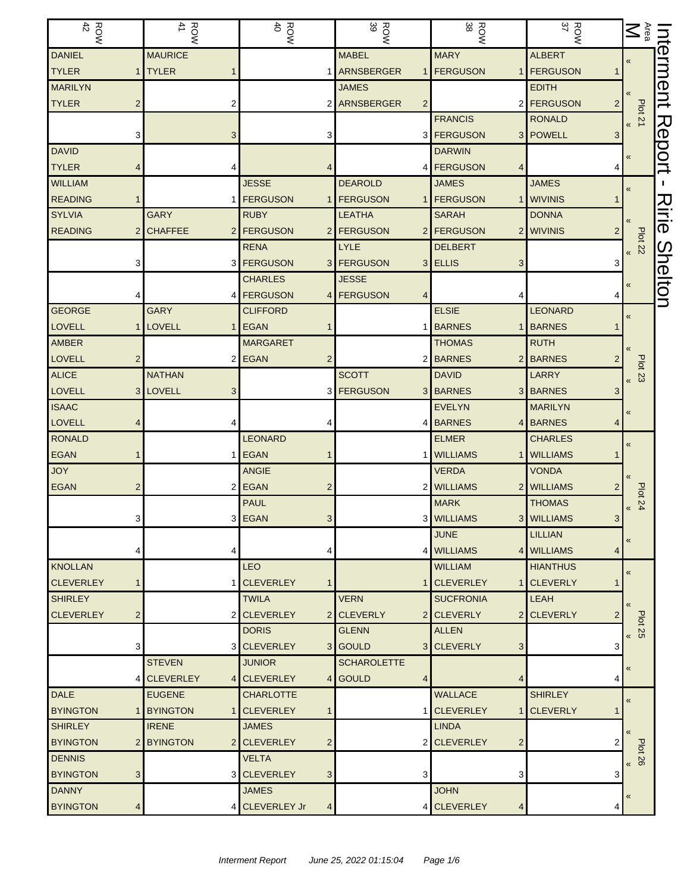# Interment Report - Ririe Shelton

| ROW 42 | ROW 41 | ROW 40 | ROW 39 | ROW 38 | ROW 37 | Area M |
|---|---|---|---|---|---|---|
| DANIEL TYLER 1 | MAURICE TYLER 1 | 1 | MABEL ARNSBERGER 1 | MARY FERGUSON 1 | ALBERT FERGUSON 1 | Plot 21 « |
| MARILYN TYLER 2 | 2 | 2 | JAMES ARNSBERGER 2 | 2 | EDITH FERGUSON 2 | « |
| 3 | 3 | 3 | 3 | FRANCIS FERGUSON 3 | RONALD POWELL 3 | « |
| DAVID TYLER 4 | 4 | 4 | 4 | DARWIN FERGUSON 4 | 4 | « |
| WILLIAM READING 1 | 1 | JESSE FERGUSON 1 | DEAROLD FERGUSON 1 | JAMES FERGUSON 1 | JAMES WIVINIS 1 | Plot 22 « |
| SYLVIA READING 2 | GARY CHAFFEE 2 | RUBY FERGUSON 2 | LEATHA FERGUSON 2 | SARAH FERGUSON 2 | DONNA WIVINIS 2 | « |
| 3 | 3 | RENA FERGUSON 3 | LYLE FERGUSON 3 | DELBERT ELLIS 3 | 3 | « |
| 4 | 4 | CHARLES FERGUSON 4 | JESSE FERGUSON 4 | 4 | 4 | « |
| GEORGE LOVELL 1 | GARY LOVELL 1 | CLIFFORD EGAN 1 | 1 | ELSIE BARNES 1 | LEONARD BARNES 1 | Plot 23 « |
| AMBER LOVELL 2 | 2 | MARGARET EGAN 2 | 2 | THOMAS BARNES 2 | RUTH BARNES 2 | « |
| ALICE LOVELL 3 | NATHAN LOVELL 3 | 3 | SCOTT FERGUSON 3 | DAVID BARNES 3 | LARRY BARNES 3 | « |
| ISAAC LOVELL 4 | 4 | 4 | 4 | EVELYN BARNES 4 | MARILYN BARNES 4 | « |
| RONALD EGAN 1 | 1 | LEONARD EGAN 1 | 1 | ELMER WILLIAMS 1 | CHARLES WILLIAMS 1 | Plot 24 « |
| JOY EGAN 2 | 2 | ANGIE EGAN 2 | 2 | VERDA WILLIAMS 2 | VONDA WILLIAMS 2 | « |
| 3 | 3 | PAUL EGAN 3 | 3 | MARK WILLIAMS 3 | THOMAS WILLIAMS 3 | « |
| 4 | 4 | 4 | 4 | JUNE WILLIAMS 4 | LILLIAN WILLIAMS 4 | « |
| KNOLLAN CLEVERLEY 1 | 1 | LEO CLEVERLEY 1 | 1 | WILLIAM CLEVERLEY 1 | HIANTHUS CLEVERLY 1 | Plot 25 « |
| SHIRLEY CLEVERLEY 2 | 2 | TWILA CLEVERLEY 2 | VERN CLEVERLY 2 | SUCFRONIA CLEVERLY 2 | LEAH CLEVERLY 2 | « |
| 3 | 3 | DORIS CLEVERLEY 3 | GLENN GOULD 3 | ALLEN CLEVERLY 3 | 3 | « |
| 4 | STEVEN CLEVERLEY 4 | JUNIOR CLEVERLEY 4 | SCHAROLETTE GOULD 4 | 4 | 4 | « |
| DALE BYINGTON 1 | EUGENE BYINGTON 1 | CHARLOTTE CLEVERLEY 1 | 1 | WALLACE CLEVERLEY 1 | SHIRLEY CLEVERLY 1 | Plot 26 « |
| SHIRLEY BYINGTON 2 | IRENE BYINGTON 2 | JAMES CLEVERLEY 2 | 2 | LINDA CLEVERLEY 2 | 2 | « |
| DENNIS BYINGTON 3 | 3 | VELTA CLEVERLEY 3 | 3 | 3 | 3 | « |
| DANNY BYINGTON 4 | 4 | JAMES CLEVERLEY Jr 4 | 4 | JOHN CLEVERLEY 4 | 4 | « |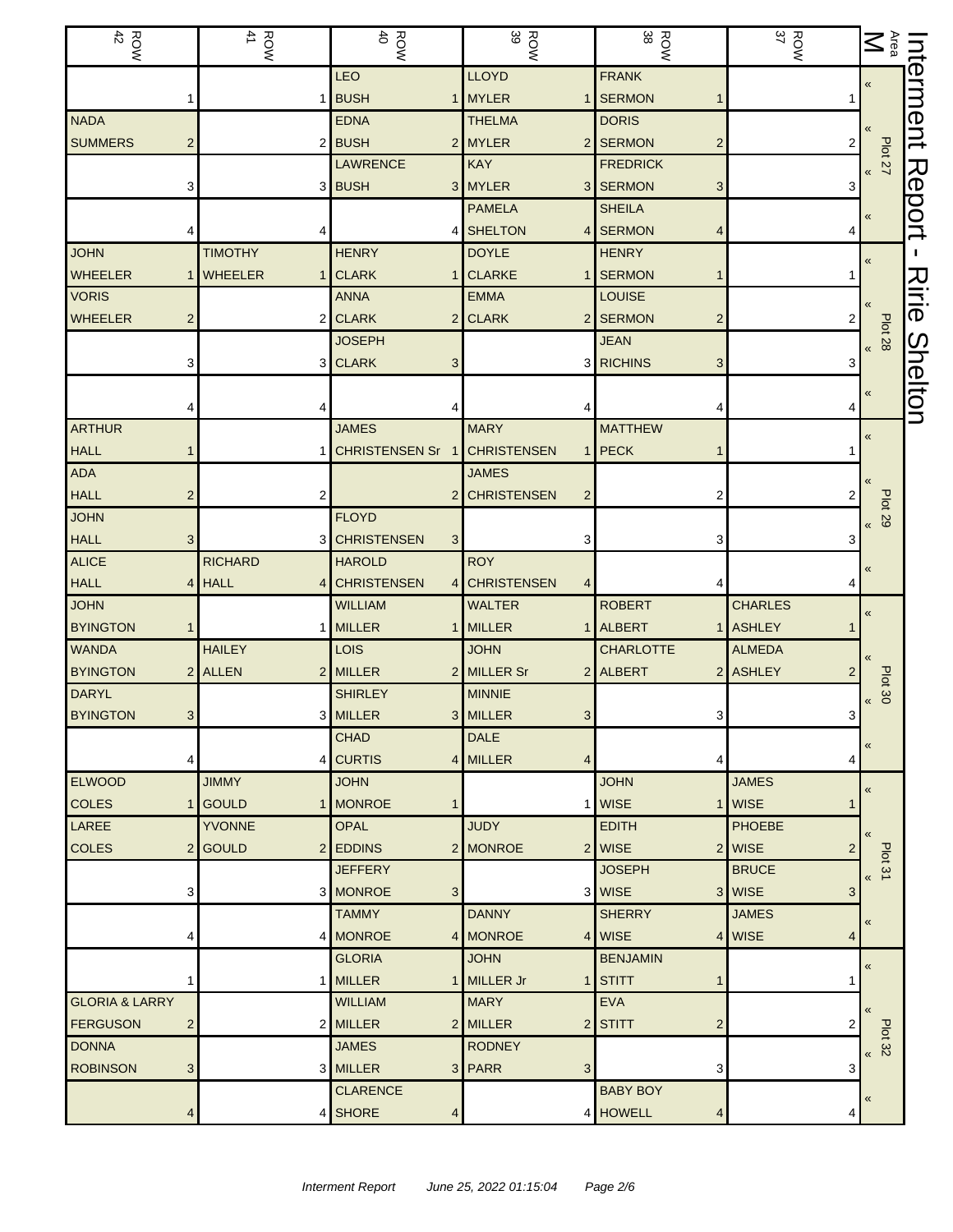# Interment Report - Ririe Shelton

| Area M | ROW 37 | ROW 38 | ROW 39 | ROW 40 | ROW 41 | ROW 42 |
|---|---|---|---|---|---|---|
| Plot 27 « | 1 | FRANK SERMON 1 | LLOYD MYLER 1 | LEO BUSH 1 | 1 | 1 |
| « | 2 | DORIS SERMON 2 | THELMA MYLER 2 | EDNA BUSH 2 | 2 | NADA SUMMERS 2 |
| « | 3 | FREDRICK SERMON 3 | KAY MYLER 3 | LAWRENCE BUSH 3 | 3 | 3 |
| « | 4 | SHEILA SERMON 4 | PAMELA SHELTON 4 | 4 | 4 | 4 |
| Plot 28 « | 1 | HENRY SERMON 1 | DOYLE CLARKE 1 | HENRY CLARK 1 | TIMOTHY WHEELER 1 | JOHN WHEELER 1 |
| « | 2 | LOUISE SERMON 2 | EMMA CLARK 2 | ANNA CLARK 2 | 2 | VORIS WHEELER 2 |
| « | 3 | JEAN RICHINS 3 | 3 | JOSEPH CLARK 3 | 3 | 3 |
| « | 4 | 4 | 4 | 4 | 4 | 4 |
| Plot 29 « | 1 | MATTHEW PECK 1 | MARY CHRISTENSEN 1 | JAMES CHRISTENSEN Sr 1 | 1 | ARTHUR HALL 1 |
| « | 2 | 2 | JAMES CHRISTENSEN 2 | 2 | 2 | ADA HALL 2 |
| « | 3 | 3 | 3 | FLOYD CHRISTENSEN 3 | 3 | JOHN HALL 3 |
| « | 4 | 4 | ROY CHRISTENSEN 4 | HAROLD CHRISTENSEN 4 | RICHARD HALL 4 | ALICE HALL 4 |
| Plot 30 « | CHARLES ASHLEY 1 | ROBERT ALBERT 1 | WALTER MILLER 1 | WILLIAM MILLER 1 | 1 | JOHN BYINGTON 1 |
| « | ALMEDA ASHLEY 2 | CHARLOTTE ALBERT 2 | JOHN MILLER Sr 2 | LOIS MILLER 2 | HAILEY ALLEN 2 | WANDA BYINGTON 2 |
| « | 3 | 3 | MINNIE MILLER 3 | SHIRLEY MILLER 3 | 3 | DARYL BYINGTON 3 |
| « | 4 | 4 | DALE MILLER 4 | CHAD CURTIS 4 | 4 | 4 |
| Plot 31 « | JAMES WISE 1 | JOHN WISE 1 | 1 | JOHN MONROE 1 | JIMMY GOULD 1 | ELWOOD COLES 1 |
| « | PHOEBE WISE 2 | EDITH WISE 2 | JUDY MONROE 2 | OPAL EDDINS 2 | YVONNE GOULD 2 | LAREE COLES 2 |
| « | BRUCE WISE 3 | JOSEPH WISE 3 | 3 | JEFFERY MONROE 3 | 3 | 3 |
| « | JAMES WISE 4 | SHERRY WISE 4 | DANNY MONROE 4 | TAMMY MONROE 4 | 4 | 4 |
| Plot 32 « | 1 | BENJAMIN STITT 1 | JOHN MILLER Jr 1 | GLORIA MILLER 1 | 1 | 1 |
| « | 2 | EVA STITT 2 | MARY MILLER 2 | WILLIAM MILLER 2 | 2 | GLORIA & LARRY FERGUSON 2 |
| « | 3 | 3 | RODNEY PARR 3 | JAMES MILLER 3 | 3 | DONNA ROBINSON 3 |
| « | 4 | BABY BOY HOWELL 4 | 4 | CLARENCE SHORE 4 | 4 | 4 |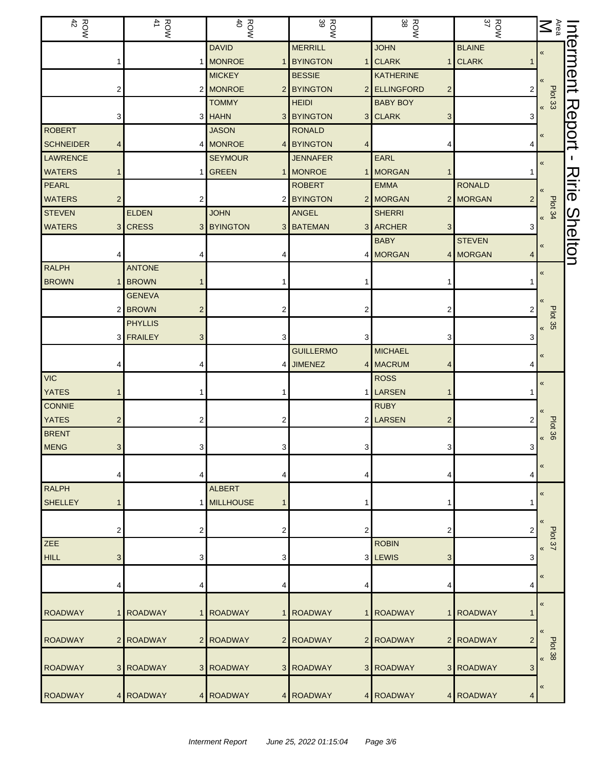# Interment Report - Ririe Shelton

| ROW 42 | ROW 41 | ROW 40 | ROW 39 | ROW 38 | ROW 37 | Area M |
|---|---|---|---|---|---|---|
| 1 | 1 | DAVID MONROE 1 | MERRILL BYINGTON 1 | JOHN CLARK 1 | BLAINE CLARK 1 | « Plot 33 |
| 2 | 2 | MICKEY MONROE 2 | BESSIE BYINGTON 2 | KATHERINE ELLINGFORD 2 | 2 | « |
| 3 | 3 | TOMMY HAHN 3 | HEIDI BYINGTON 3 | BABY BOY CLARK 3 | 3 | « |
| ROBERT SCHNEIDER 4 | 4 | JASON MONROE 4 | RONALD BYINGTON 4 | 4 | 4 | « |
| LAWRENCE WATERS 1 | 1 | SEYMOUR GREEN 1 | JENNAFER MONROE 1 | EARL MORGAN 1 | 1 | « Plot 34 |
| PEARL WATERS 2 | 2 | 2 | ROBERT BYINGTON 2 | EMMA MORGAN 2 | RONALD MORGAN 2 | « |
| STEVEN WATERS 3 | ELDEN CRESS 3 | JOHN BYINGTON 3 | ANGEL BATEMAN 3 | SHERRI ARCHER 3 | 3 | « |
| 4 | 4 | 4 | 4 | BABY MORGAN 4 | STEVEN MORGAN 4 | « |
| RALPH BROWN 1 | ANTONE BROWN 1 | 1 | 1 | 1 | 1 | « Plot 35 |
| 2 | GENEVA BROWN 2 | 2 | 2 | 2 | 2 | « |
| 3 | PHYLLIS FRAILEY 3 | 3 | 3 | 3 | 3 | « |
| 4 | 4 | 4 | GUILLERMO JIMENEZ 4 | MICHAEL MACRUM 4 | 4 | « |
| VIC YATES 1 | 1 | 1 | 1 | ROSS LARSEN 1 | 1 | « Plot 36 |
| CONNIE YATES 2 | 2 | 2 | 2 | RUBY LARSEN 2 | 2 | « |
| BRENT MENG 3 | 3 | 3 | 3 | 3 | 3 | « |
| 4 | 4 | 4 | 4 | 4 | 4 | « |
| RALPH SHELLEY 1 | 1 | ALBERT MILLHOUSE 1 | 1 | 1 | 1 | « Plot 37 |
| 2 | 2 | 2 | 2 | 2 | 2 | « |
| ZEE HILL 3 | 3 | 3 | 3 | ROBIN LEWIS 3 | 3 | « |
| 4 | 4 | 4 | 4 | 4 | 4 | « |
| ROADWAY 1 | ROADWAY 1 | ROADWAY 1 | ROADWAY 1 | ROADWAY 1 | ROADWAY 1 | « Plot 38 |
| ROADWAY 2 | ROADWAY 2 | ROADWAY 2 | ROADWAY 2 | ROADWAY 2 | ROADWAY 2 | « |
| ROADWAY 3 | ROADWAY 3 | ROADWAY 3 | ROADWAY 3 | ROADWAY 3 | ROADWAY 3 | « |
| ROADWAY 4 | ROADWAY 4 | ROADWAY 4 | ROADWAY 4 | ROADWAY 4 | ROADWAY 4 | « |

*Interment Report June 25, 2022 01:15:04*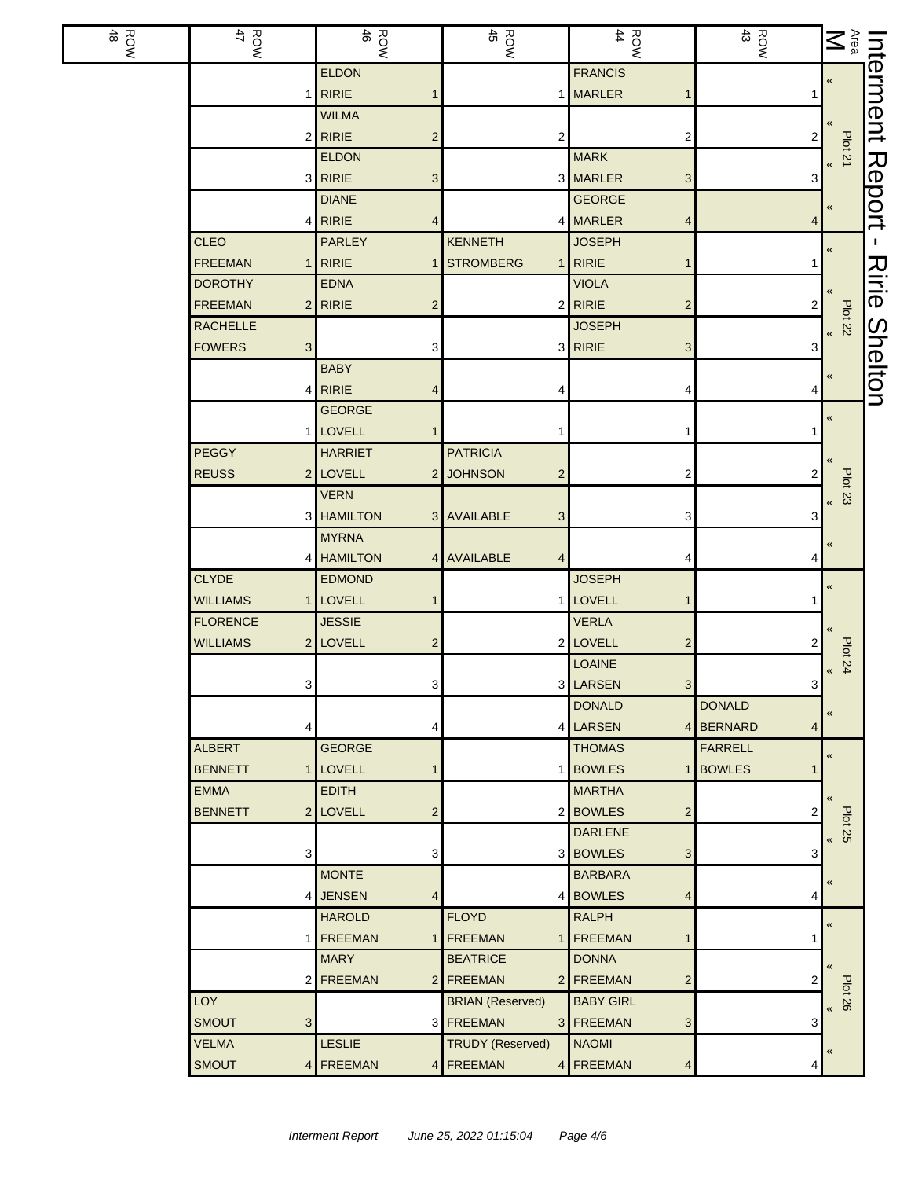# Interment Report - Ririe Shelton

| Area M | Plot | ROW 43 | ROW 44 | ROW 45 | ROW 46 | ROW 47 | ROW 48 |
|---|---|---|---|---|---|---|---|
| « | Plot 21 | 1 | FRANCIS MARLER 1 | 1 | ELDON RIRIE 1 | 1 | |
| « | Plot 21 | 2 | 2 | 2 | WILMA RIRIE 2 | 2 | |
| « | Plot 21 | 3 | MARK MARLER 3 | 3 | ELDON RIRIE 3 | 3 | |
| « | Plot 21 | 4 | GEORGE MARLER 4 | 4 | DIANE RIRIE 4 | 4 | |
| « | Plot 22 | 1 | JOSEPH RIRIE 1 | KENNETH STROMBERG 1 | PARLEY RIRIE 1 | CLEO FREEMAN 1 | |
| « | Plot 22 | 2 | VIOLA RIRIE 2 | 2 | EDNA RIRIE 2 | DOROTHY FREEMAN 2 | |
| « | Plot 22 | 3 | JOSEPH RIRIE 3 | 3 | 3 | RACHELLE FOWERS 3 | |
| « | Plot 22 | 4 | 4 | 4 | BABY RIRIE 4 | 4 | |
| « | Plot 23 | 1 | 1 | 1 | GEORGE LOVELL 1 | 1 | |
| « | Plot 23 | 2 | 2 | PATRICIA JOHNSON 2 | HARRIET LOVELL 2 | PEGGY REUSS 2 | |
| « | Plot 23 | 3 | 3 | AVAILABLE 3 | VERN HAMILTON 3 | 3 | |
| « | Plot 23 | 4 | 4 | AVAILABLE 4 | MYRNA HAMILTON 4 | 4 | |
| « | Plot 24 | 1 | JOSEPH LOVELL 1 | 1 | EDMOND LOVELL 1 | CLYDE WILLIAMS 1 | |
| « | Plot 24 | 2 | VERLA LOVELL 2 | 2 | JESSIE LOVELL 2 | FLORENCE WILLIAMS 2 | |
| « | Plot 24 | 3 | LOAINE LARSEN 3 | 3 | 3 | 3 | |
| « | Plot 24 | DONALD BERNARD 4 | DONALD LARSEN 4 | 4 | 4 | 4 | |
| « | Plot 25 | FARRELL BOWLES 1 | THOMAS BOWLES 1 | 1 | GEORGE LOVELL 1 | ALBERT BENNETT 1 | |
| « | Plot 25 | 2 | MARTHA BOWLES 2 | 2 | EDITH LOVELL 2 | EMMA BENNETT 2 | |
| « | Plot 25 | 3 | DARLENE BOWLES 3 | 3 | 3 | 3 | |
| « | Plot 25 | 4 | BARBARA BOWLES 4 | 4 | MONTE JENSEN 4 | 4 | |
| « | Plot 26 | 1 | RALPH FREEMAN 1 | FLOYD FREEMAN 1 | HAROLD FREEMAN 1 | 1 | |
| « | Plot 26 | 2 | DONNA FREEMAN 2 | BEATRICE FREEMAN 2 | MARY FREEMAN 2 | 2 | |
| « | Plot 26 | 3 | BABY GIRL FREEMAN 3 | BRIAN (Reserved) FREEMAN 3 | 3 | LOY SMOUT 3 | |
| « | Plot 26 | 4 | NAOMI FREEMAN 4 | TRUDY (Reserved) FREEMAN 4 | LESLIE FREEMAN 4 | VELMA SMOUT 4 | |

*Interment Report June 25, 2022 01:15:04*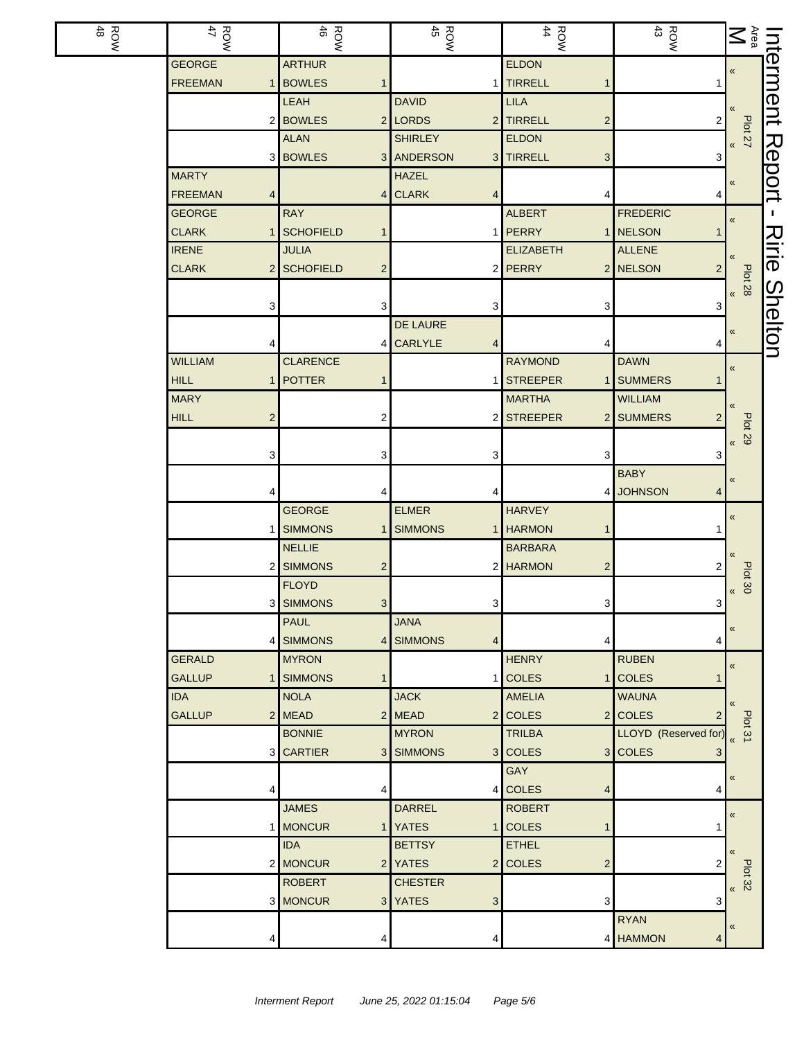# Interment Report - Ririe Shelton

| Area M | ROW 43 | ROW 44 | ROW 45 | ROW 46 | ROW 47 | ROW 48 |
|---|---|---|---|---|---|---|
| Plot 27 « | 1 | ELDON TIRRELL 1 | 1 | ARTHUR BOWLES 1 | GEORGE FREEMAN 1 | |
| « | 2 | LILA TIRRELL 2 | DAVID LORDS 2 | LEAH BOWLES 2 | 2 | |
| « | 3 | ELDON TIRRELL 3 | SHIRLEY ANDERSON 3 | ALAN BOWLES 3 | 3 | |
| « | 4 | 4 | HAZEL CLARK 4 | 4 | MARTY FREEMAN 4 | |
| Plot 28 « | FREDERIC NELSON 1 | ALBERT PERRY 1 | 1 | RAY SCHOFIELD 1 | GEORGE CLARK 1 | |
| « | ALLENE NELSON 2 | ELIZABETH PERRY 2 | 2 | JULIA SCHOFIELD 2 | IRENE CLARK 2 | |
| « | 3 | 3 | 3 | 3 | 3 | |
| « | 4 | 4 | DE LAURE CARLYLE 4 | 4 | 4 | |
| Plot 29 « | DAWN SUMMERS 1 | RAYMOND STREEPER 1 | 1 | CLARENCE POTTER 1 | WILLIAM HILL 1 | |
| « | WILLIAM SUMMERS 2 | MARTHA STREEPER 2 | 2 | 2 | MARY HILL 2 | |
| « | 3 | 3 | 3 | 3 | 3 | |
| « | BABY JOHNSON 4 | 4 | 4 | 4 | 4 | |
| Plot 30 « | 1 | HARVEY HARMON 1 | ELMER SIMMONS 1 | GEORGE SIMMONS 1 | 1 | |
| « | 2 | BARBARA HARMON 2 | 2 | NELLIE SIMMONS 2 | 2 | |
| « | 3 | 3 | 3 | FLOYD SIMMONS 3 | 3 | |
| « | 4 | 4 | JANA SIMMONS 4 | PAUL SIMMONS 4 | 4 | |
| Plot 31 « | RUBEN COLES 1 | HENRY COLES 1 | 1 | MYRON SIMMONS 1 | GERALD GALLUP 1 | |
| « | WAUNA COLES 2 | AMELIA COLES 2 | JACK MEAD 2 | NOLA MEAD 2 | IDA GALLUP 2 | |
| « | LLOYD (Reserved for) COLES 3 | TRILBA COLES 3 | MYRON SIMMONS 3 | BONNIE CARTIER 3 | 3 | |
| « | 4 | GAY COLES 4 | 4 | 4 | 4 | |
| Plot 32 « | 1 | ROBERT COLES 1 | DARREL YATES 1 | JAMES MONCUR 1 | 1 | |
| « | 2 | ETHEL COLES 2 | BETTSY YATES 2 | IDA MONCUR 2 | 2 | |
| « | 3 | 3 | CHESTER YATES 3 | ROBERT MONCUR 3 | 3 | |
| « | RYAN HAMMON 4 | 4 | 4 | 4 | 4 | |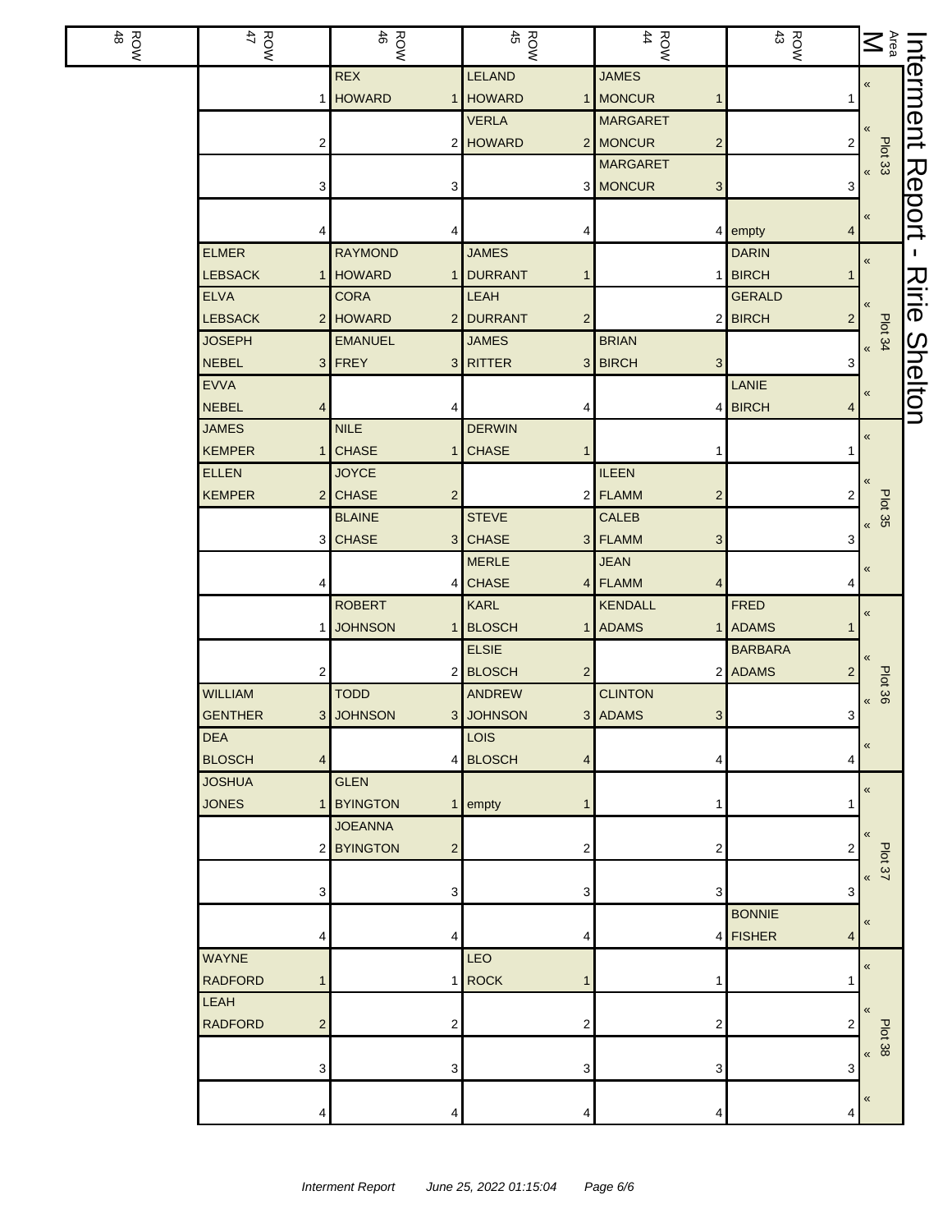# Interment Report - Ririe Shelton

| ROW 48 | ROW 47 | ROW 46 | ROW 45 | ROW 44 | ROW 43 | Area M |
|---|---|---|---|---|---|---|
| | 1 | REX HOWARD 1 | LELAND HOWARD 1 | JAMES MONCUR 1 | 1 | « Plot 33 |
| | 2 | 2 | VERLA HOWARD 2 | MARGARET MONCUR 2 | 2 | « |
| | 3 | 3 | 3 | MARGARET MONCUR 3 | 3 | « |
| | 4 | 4 | 4 | 4 | empty 4 | « |
| | ELMER LEBSACK 1 | RAYMOND HOWARD 1 | JAMES DURRANT 1 | 1 | DARIN BIRCH 1 | « Plot 34 |
| | ELVA LEBSACK 2 | CORA HOWARD 2 | LEAH DURRANT 2 | 2 | GERALD BIRCH 2 | « |
| | JOSEPH NEBEL 3 | EMANUEL FREY 3 | JAMES RITTER 3 | BRIAN BIRCH 3 | 3 | « |
| | EVVA NEBEL 4 | 4 | 4 | 4 | LANIE BIRCH 4 | « |
| | JAMES KEMPER 1 | NILE CHASE 1 | DERWIN CHASE 1 | 1 | 1 | « Plot 35 |
| | ELLEN KEMPER 2 | JOYCE CHASE 2 | 2 | ILEEN FLAMM 2 | 2 | « |
| | 3 | BLAINE CHASE 3 | STEVE CHASE 3 | CALEB FLAMM 3 | 3 | « |
| | 4 | 4 | MERLE CHASE 4 | JEAN FLAMM 4 | 4 | « |
| | 1 | ROBERT JOHNSON 1 | KARL BLOSCH 1 | KENDALL ADAMS 1 | FRED ADAMS 1 | « Plot 36 |
| | 2 | 2 | ELSIE BLOSCH 2 | 2 | BARBARA ADAMS 2 | « |
| | WILLIAM GENTHER 3 | TODD JOHNSON 3 | ANDREW JOHNSON 3 | CLINTON ADAMS 3 | 3 | « |
| | DEA BLOSCH 4 | 4 | LOIS BLOSCH 4 | 4 | 4 | « |
| | JOSHUA JONES 1 | GLEN BYINGTON 1 | empty 1 | 1 | 1 | « Plot 37 |
| | 2 | JOEANNA BYINGTON 2 | 2 | 2 | 2 | « |
| | 3 | 3 | 3 | 3 | 3 | « |
| | 4 | 4 | 4 | 4 | BONNIE FISHER 4 | « |
| | WAYNE RADFORD 1 | 1 | LEO ROCK 1 | 1 | 1 | « Plot 38 |
| | LEAH RADFORD 2 | 2 | 2 | 2 | 2 | « |
| | 3 | 3 | 3 | 3 | 3 | « |
| | 4 | 4 | 4 | 4 | 4 | « |

*Interment Report June 25, 2022 01:15:04*